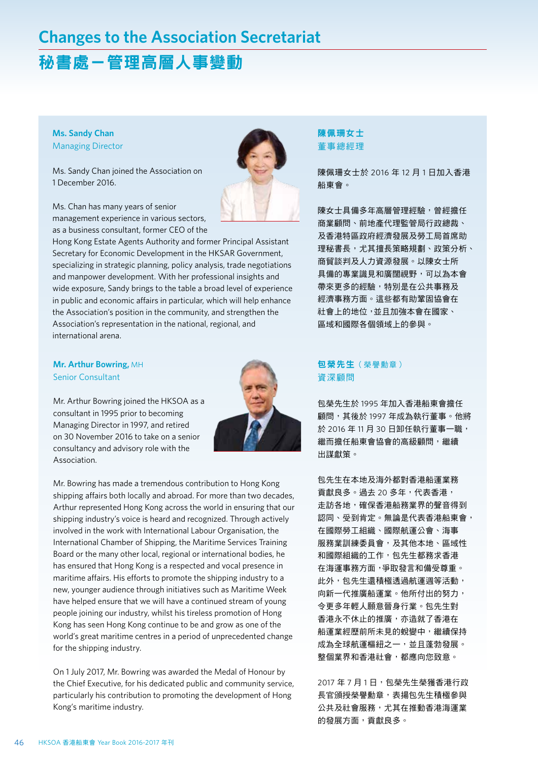# Changes to the Association Secretariat

# 秘書處－管理高層人事變動

### Ms. Sandy Chan
Managing Director

Ms. Sandy Chan joined the Association on 1 December 2016.

Ms. Chan has many years of senior management experience in various sectors, as a business consultant, former CEO of the Hong Kong Estate Agents Authority and former Principal Assistant Secretary for Economic Development in the HKSAR Government, specializing in strategic planning, policy analysis, trade negotiations and manpower development. With her professional insights and wide exposure, Sandy brings to the table a broad level of experience in public and economic affairs in particular, which will help enhance the Association's position in the community, and strengthen the Association's representation in the national, regional, and international arena.

### 陳佩珊女士
董事總經理

陳佩珊女士於 2016 年 12 月 1 日加入香港船東會。

陳女士具備多年高層管理經驗，曾經擔任商業顧問、前地產代理監管局行政總裁、及香港特區政府經濟發展及勞工局首席助理秘書長，尤其擅長策略規劃、政策分析、商貿談判及人力資源發展。以陳女士所具備的專業識見和廣闊視野，可以為本會帶來更多的經驗，特別是在公共事務及經濟事務方面。這些都有助鞏固協會在社會上的地位，並且加強本會在國家、區域和國際各個領域上的參與。

### Mr. Arthur Bowring, MH
Senior Consultant

Mr. Arthur Bowring joined the HKSOA as a consultant in 1995 prior to becoming Managing Director in 1997, and retired on 30 November 2016 to take on a senior consultancy and advisory role with the Association.

Mr. Bowring has made a tremendous contribution to Hong Kong shipping affairs both locally and abroad. For more than two decades, Arthur represented Hong Kong across the world in ensuring that our shipping industry's voice is heard and recognized. Through actively involved in the work with International Labour Organisation, the International Chamber of Shipping, the Maritime Services Training Board or the many other local, regional or international bodies, he has ensured that Hong Kong is a respected and vocal presence in maritime affairs. His efforts to promote the shipping industry to a new, younger audience through initiatives such as Maritime Week have helped ensure that we will have a continued stream of young people joining our industry, whilst his tireless promotion of Hong Kong has seen Hong Kong continue to be and grow as one of the world's great maritime centres in a period of unprecedented change for the shipping industry.

On 1 July 2017, Mr. Bowring was awarded the Medal of Honour by the Chief Executive, for his dedicated public and community service, particularly his contribution to promoting the development of Hong Kong's maritime industry.

### 包榮先生（榮譽勳章）
資深顧問

包榮先生於 1995 年加入香港船東會擔任顧問，其後於 1997 年成為執行董事。他將於 2016 年 11 月 30 日卸任執行董事一職，繼而擔任船東會協會的高級顧問，繼續出謀獻策。

包先生在本地及海外都對香港船運業務貢獻良多。過去 20 多年，代表香港，走訪各地，確保香港船務業界的聲音得到認同、受到肯定。無論是代表香港船東會，在國際勞工組織、國際航運公會、海事服務業訓練委員會，及其他本地、區域性和國際組織的工作，包先生都務求香港在海運事務方面，爭取發言和備受尊重。此外，包先生還積極透過航運週等活動，向新一代推廣船運業。他所付出的努力，令更多年輕人願意晉身行業。包先生對香港永不休止的推廣，亦造就了香港在船運業經歷前所未見的蛻變中，繼續保持成為全球航運樞紐之一，並且蓬勃發展。整個業界和香港社會，都應向您致意。

2017 年 7 月 1 日，包榮先生榮獲香港行政長官頒授榮譽勳章，表揚包先生積極參與公共及社會服務，尤其在推動香港海運業的發展方面，貢獻良多。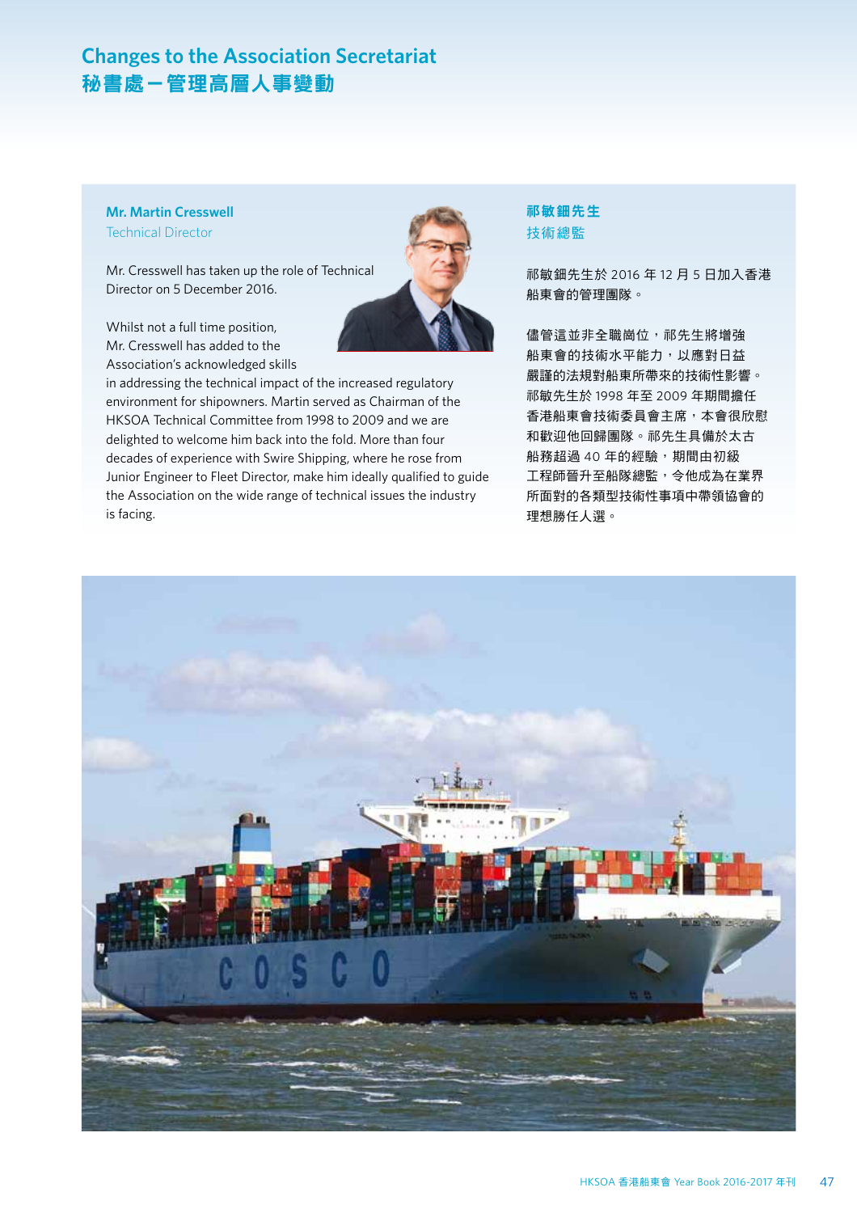# Changes to the Association Secretariat
# 秘書處 — 管理高層人事變動

## Mr. Martin Cresswell
Technical Director

Mr. Cresswell has taken up the role of Technical Director on 5 December 2016.

Whilst not a full time position, Mr. Cresswell has added to the Association's acknowledged skills in addressing the technical impact of the increased regulatory environment for shipowners. Martin served as Chairman of the HKSOA Technical Committee from 1998 to 2009 and we are delighted to welcome him back into the fold. More than four decades of experience with Swire Shipping, where he rose from Junior Engineer to Fleet Director, make him ideally qualified to guide the Association on the wide range of technical issues the industry is facing.

## 祁敏鈿先生
技術總監

祁敏鈿先生於 2016 年 12 月 5 日加入香港船東會的管理團隊。

儘管這並非全職崗位，祁先生將增強船東會的技術水平能力，以應對日益嚴謹的法規對船東所帶來的技術性影響。祁敏先生於 1998 年至 2009 年期間擔任香港船東會技術委員會主席，本會很欣慰和歡迎他回歸團隊。祁先生具備於太古船務超過 40 年的經驗，期間由初級工程師晉升至船隊總監，令他成為在業界所面對的各類型技術性事項中帶領協會的理想勝任人選。